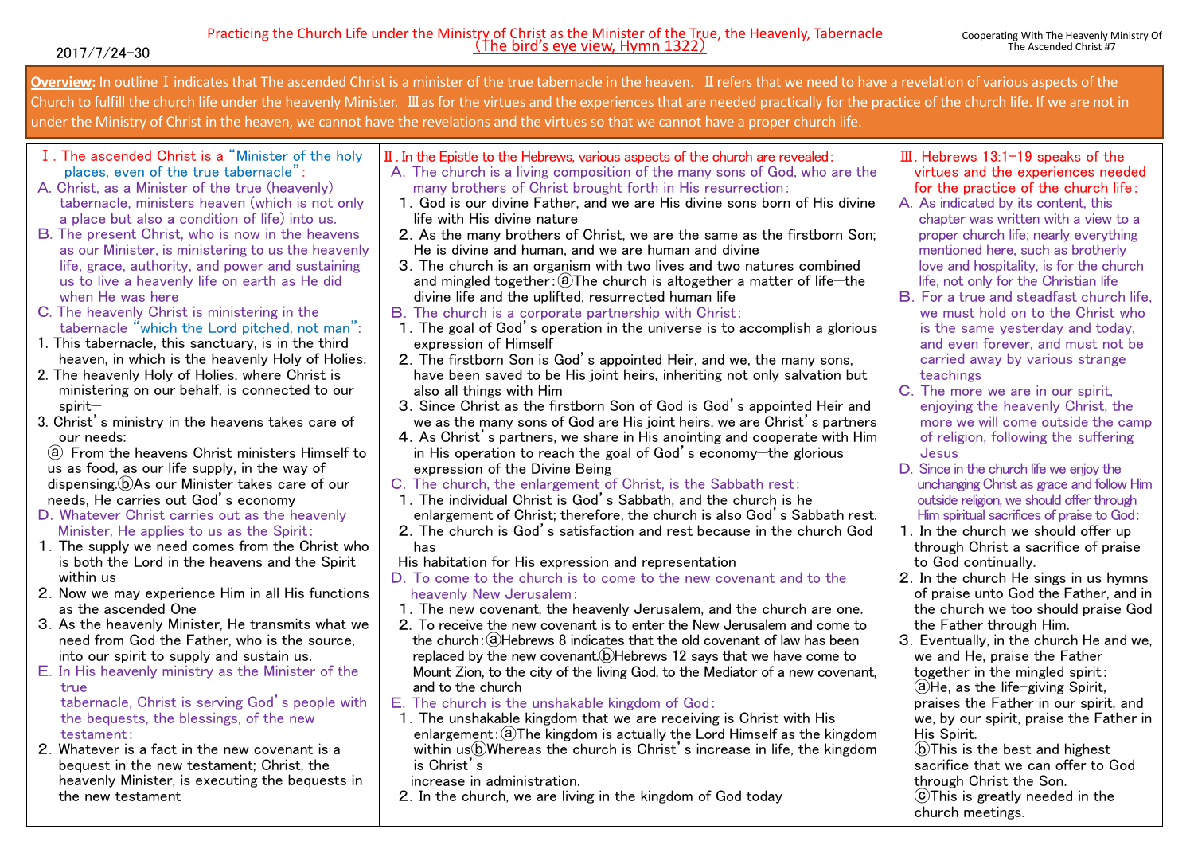2017/7/24-30

# Practicing the Church Life under the Ministry of Christ as the Minister of the True, the Heavenly, Tabernacle
## (The bird's eye view, Hymn 1322)

Cooperating With The Heavenly Ministry Of The Ascended Christ #7

**Overview:** In outline Ⅰ indicates that The ascended Christ is a minister of the true tabernacle in the heaven. Ⅱ refers that we need to have a revelation of various aspects of the Church to fulfill the church life under the heavenly Minister. Ⅲ as for the virtues and the experiences that are needed practically for the practice of the church life. If we are not in under the Ministry of Christ in the heaven, we cannot have the revelations and the virtues so that we cannot have a proper church life.

### Ⅰ. The ascended Christ is a "Minister of the holy places, even of the true tabernacle":

A. Christ, as a Minister of the true (heavenly) tabernacle, ministers heaven (which is not only a place but also a condition of life) into us.

B. The present Christ, who is now in the heavens as our Minister, is ministering to us the heavenly life, grace, authority, and power and sustaining us to live a heavenly life on earth as He did when He was here

C. The heavenly Christ is ministering in the tabernacle "which the Lord pitched, not man":

1. This tabernacle, this sanctuary, is in the third heaven, in which is the heavenly Holy of Holies.
2. The heavenly Holy of Holies, where Christ is ministering on our behalf, is connected to our spirit—
3. Christ's ministry in the heavens takes care of our needs:
   ⓐ From the heavens Christ ministers Himself to us as food, as our life supply, in the way of dispensing.ⓑAs our Minister takes care of our needs, He carries out God's economy

D. Whatever Christ carries out as the heavenly Minister, He applies to us as the Spirit:

1. The supply we need comes from the Christ who is both the Lord in the heavens and the Spirit within us
2. Now we may experience Him in all His functions as the ascended One
3. As the heavenly Minister, He transmits what we need from God the Father, who is the source, into our spirit to supply and sustain us.

E. In His heavenly ministry as the Minister of the true tabernacle, Christ is serving God's people with the bequests, the blessings, of the new testament:

2. Whatever is a fact in the new covenant is a bequest in the new testament; Christ, the heavenly Minister, is executing the bequests in the new testament

### Ⅱ. In the Epistle to the Hebrews, various aspects of the church are revealed:

A. The church is a living composition of the many sons of God, who are the many brothers of Christ brought forth in His resurrection:

1. God is our divine Father, and we are His divine sons born of His divine life with His divine nature
2. As the many brothers of Christ, we are the same as the firstborn Son; He is divine and human, and we are human and divine
3. The church is an organism with two lives and two natures combined and mingled together:ⓐThe church is altogether a matter of life—the divine life and the uplifted, resurrected human life

B. The church is a corporate partnership with Christ:

1. The goal of God's operation in the universe is to accomplish a glorious expression of Himself
2. The firstborn Son is God's appointed Heir, and we, the many sons, have been saved to be His joint heirs, inheriting not only salvation but also all things with Him
3. Since Christ as the firstborn Son of God is God's appointed Heir and we as the many sons of God are His joint heirs, we are Christ's partners
4. As Christ's partners, we share in His anointing and cooperate with Him in His operation to reach the goal of God's economy—the glorious expression of the Divine Being

C. The church, the enlargement of Christ, is the Sabbath rest:

1. The individual Christ is God's Sabbath, and the church is he enlargement of Christ; therefore, the church is also God's Sabbath rest.
2. The church is God's satisfaction and rest because in the church God has His habitation for His expression and representation

D. To come to the church is to come to the new covenant and to the heavenly New Jerusalem:

1. The new covenant, the heavenly Jerusalem, and the church are one.
2. To receive the new covenant is to enter the New Jerusalem and come to the church:ⓐHebrews 8 indicates that the old covenant of law has been replaced by the new covenant.ⓑHebrews 12 says that we have come to Mount Zion, to the city of the living God, to the Mediator of a new covenant, and to the church

E. The church is the unshakable kingdom of God:

1. The unshakable kingdom that we are receiving is Christ with His enlargement:ⓐThe kingdom is actually the Lord Himself as the kingdom within usⓑWhereas the church is Christ's increase in life, the kingdom is Christ's increase in administration.
2. In the church, we are living in the kingdom of God today

### Ⅲ. Hebrews 13:1-19 speaks of the virtues and the experiences needed for the practice of the church life:

A. As indicated by its content, this chapter was written with a view to a proper church life; nearly everything mentioned here, such as brotherly love and hospitality, is for the church life, not only for the Christian life

B. For a true and steadfast church life, we must hold on to the Christ who is the same yesterday and today, and even forever, and must not be carried away by various strange teachings

C. The more we are in our spirit, enjoying the heavenly Christ, the more we will come outside the camp of religion, following the suffering Jesus

D. Since in the church life we enjoy the unchanging Christ as grace and follow Him outside religion, we should offer through Him spiritual sacrifices of praise to God:

1. In the church we should offer up through Christ a sacrifice of praise to God continually.
2. In the church He sings in us hymns of praise unto God the Father, and in the church we too should praise God the Father through Him.
3. Eventually, in the church He and we, we and He, praise the Father together in the mingled spirit:
   ⓐHe, as the life-giving Spirit, praises the Father in our spirit, and we, by our spirit, praise the Father in His Spirit.
   ⓑThis is the best and highest sacrifice that we can offer to God through Christ the Son.
   ⓒThis is greatly needed in the church meetings.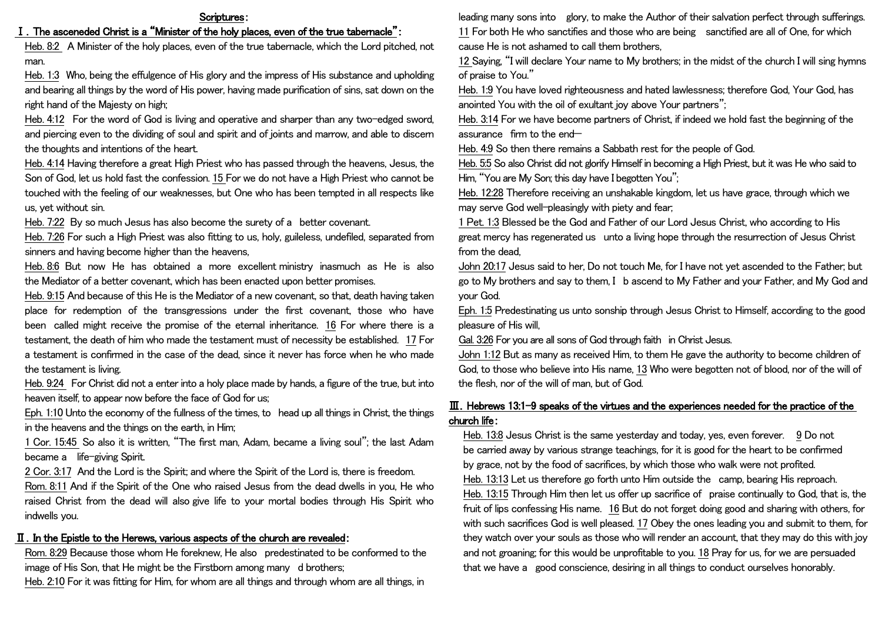## Scriptures:

### Ⅰ. The asceneded Christ is a "Minister of the holy places, even of the true tabernacle":

Heb. 8:2 A Minister of the holy places, even of the true tabernacle, which the Lord pitched, not man.

Heb. 1:3 Who, being the effulgence of His glory and the impress of His substance and upholding and bearing all things by the word of His power, having made purification of sins, sat down on the right hand of the Majesty on high;

Heb. 4:12 For the word of God is living and operative and sharper than any two-edged sword, and piercing even to the dividing of soul and spirit and of joints and marrow, and able to discern the thoughts and intentions of the heart.

Heb. 4:14 Having therefore a great High Priest who has passed through the heavens, Jesus, the Son of God, let us hold fast the confession. 15 For we do not have a High Priest who cannot be touched with the feeling of our weaknesses, but One who has been tempted in all respects like us, yet without sin.

Heb. 7:22 By so much Jesus has also become the surety of a better covenant.

Heb. 7:26 For such a High Priest was also fitting to us, holy, guileless, undefiled, separated from sinners and having become higher than the heavens,

Heb. 8:6 But now He has obtained a more excellent ministry inasmuch as He is also the Mediator of a better covenant, which has been enacted upon better promises.

Heb. 9:15 And because of this He is the Mediator of a new covenant, so that, death having taken place for redemption of the transgressions under the first covenant, those who have been called might receive the promise of the eternal inheritance. 16 For where there is a testament, the death of him who made the testament must of necessity be established. 17 For a testament is confirmed in the case of the dead, since it never has force when he who made the testament is living.

Heb. 9:24 For Christ did not a enter into a holy place made by hands, a figure of the true, but into heaven itself, to appear now before the face of God for us;

Eph. 1:10 Unto the economy of the fullness of the times, to head up all things in Christ, the things in the heavens and the things on the earth, in Him;

1 Cor. 15:45 So also it is written, "The first man, Adam, became a living soul"; the last Adam became a life-giving Spirit.

2 Cor. 3:17 And the Lord is the Spirit; and where the Spirit of the Lord is, there is freedom.

Rom. 8:11 And if the Spirit of the One who raised Jesus from the dead dwells in you, He who raised Christ from the dead will also give life to your mortal bodies through His Spirit who indwells you.

### Ⅱ. In the Epistle to the Herews, various aspects of the church are revealed:

Rom. 8:29 Because those whom He foreknew, He also predestinated to be conformed to the image of His Son, that He might be the Firstborn among many d brothers;

Heb. 2:10 For it was fitting for Him, for whom are all things and through whom are all things, in leading many sons into glory, to make the Author of their salvation perfect through sufferings. 11 For both He who sanctifies and those who are being sanctified are all of One, for which cause He is not ashamed to call them brothers,

12 Saying, "I will declare Your name to My brothers; in the midst of the church I will sing hymns of praise to You."

Heb. 1:9 You have loved righteousness and hated lawlessness; therefore God, Your God, has anointed You with the oil of exultant joy above Your partners";

Heb. 3:14 For we have become partners of Christ, if indeed we hold fast the beginning of the assurance firm to the end—

Heb. 4:9 So then there remains a Sabbath rest for the people of God.

Heb. 5:5 So also Christ did not glorify Himself in becoming a High Priest, but it was He who said to Him, "You are My Son; this day have I begotten You";

Heb. 12:28 Therefore receiving an unshakable kingdom, let us have grace, through which we may serve God well-pleasingly with piety and fear;

1 Pet. 1:3 Blessed be the God and Father of our Lord Jesus Christ, who according to His great mercy has regenerated us unto a living hope through the resurrection of Jesus Christ from the dead,

John 20:17 Jesus said to her, Do not touch Me, for I have not yet ascended to the Father; but go to My brothers and say to them, I b ascend to My Father and your Father, and My God and your God.

Eph. 1:5 Predestinating us unto sonship through Jesus Christ to Himself, according to the good pleasure of His will,

Gal. 3:26 For you are all sons of God through faith in Christ Jesus.

John 1:12 But as many as received Him, to them He gave the authority to become children of God, to those who believe into His name, 13 Who were begotten not of blood, nor of the will of the flesh, nor of the will of man, but of God.

### Ⅲ. Hebrews 13:1-9 speaks of the virtues and the experiences needed for the practice of the church life:

Heb. 13:8 Jesus Christ is the same yesterday and today, yes, even forever. 9 Do not be carried away by various strange teachings, for it is good for the heart to be confirmed by grace, not by the food of sacrifices, by which those who walk were not profited.

Heb. 13:13 Let us therefore go forth unto Him outside the camp, bearing His reproach.

Heb. 13:15 Through Him then let us offer up sacrifice of praise continually to God, that is, the fruit of lips confessing His name. 16 But do not forget doing good and sharing with others, for with such sacrifices God is well pleased. 17 Obey the ones leading you and submit to them, for they watch over your souls as those who will render an account, that they may do this with joy and not groaning; for this would be unprofitable to you. 18 Pray for us, for we are persuaded that we have a good conscience, desiring in all things to conduct ourselves honorably.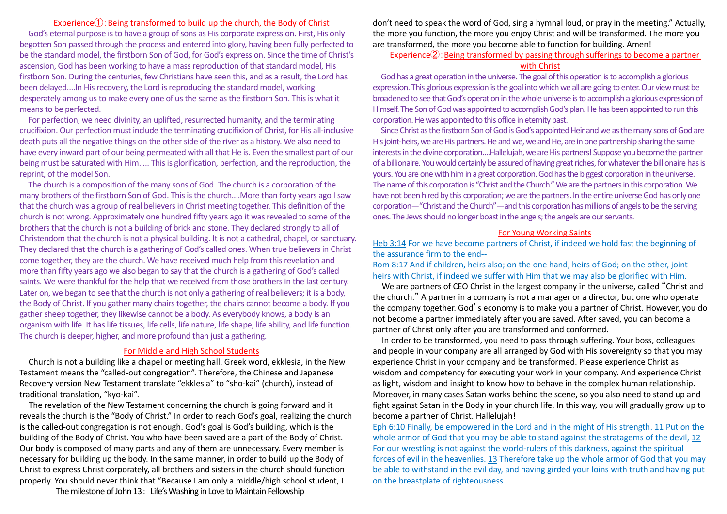## Experience①：Being transformed to build up the church, the Body of Christ

God's eternal purpose is to have a group of sons as His corporate expression. First, His only begotten Son passed through the process and entered into glory, having been fully perfected to be the standard model, the firstborn Son of God, for God's expression. Since the time of Christ's ascension, God has been working to have a mass reproduction of that standard model, His firstborn Son. During the centuries, few Christians have seen this, and as a result, the Lord has been delayed....In His recovery, the Lord is reproducing the standard model, working desperately among us to make every one of us the same as the firstborn Son. This is what it means to be perfected.

For perfection, we need divinity, an uplifted, resurrected humanity, and the terminating crucifixion. Our perfection must include the terminating crucifixion of Christ, for His all-inclusive death puts all the negative things on the other side of the river as a history. We also need to have every inward part of our being permeated with all that He is. Even the smallest part of our being must be saturated with Him. ... This is glorification, perfection, and the reproduction, the reprint, of the model Son.

The church is a composition of the many sons of God. The church is a corporation of the many brothers of the firstborn Son of God. This is the church....More than forty years ago I saw that the church was a group of real believers in Christ meeting together. This definition of the church is not wrong. Approximately one hundred fifty years ago it was revealed to some of the brothers that the church is not a building of brick and stone. They declared strongly to all of Christendom that the church is not a physical building. It is not a cathedral, chapel, or sanctuary. They declared that the church is a gathering of God's called ones. When true believers in Christ come together, they are the church. We have received much help from this revelation and more than fifty years ago we also began to say that the church is a gathering of God's called saints. We were thankful for the help that we received from those brothers in the last century. Later on, we began to see that the church is not only a gathering of real believers; it is a body, the Body of Christ. If you gather many chairs together, the chairs cannot become a body. If you gather sheep together, they likewise cannot be a body. As everybody knows, a body is an organism with life. It has life tissues, life cells, life nature, life shape, life ability, and life function. The church is deeper, higher, and more profound than just a gathering.

### For Middle and High School Students

Church is not a building like a chapel or meeting hall. Greek word, ekklesia, in the New Testament means the "called-out congregation". Therefore, the Chinese and Japanese Recovery version New Testament translate "ekklesia" to "sho-kai" (church), instead of traditional translation, "kyo-kai".

The revelation of the New Testament concerning the church is going forward and it reveals the church is the "Body of Christ." In order to reach God's goal, realizing the church is the called-out congregation is not enough. God's goal is God's building, which is the building of the Body of Christ. You who have been saved are a part of the Body of Christ. Our body is composed of many parts and any of them are unnecessary. Every member is necessary for building up the body. In the same manner, in order to build up the Body of Christ to express Christ corporately, all brothers and sisters in the church should function properly. You should never think that "Because I am only a middle/high school student, I don't need to speak the word of God, sing a hymnal loud, or pray in the meeting." Actually, the more you function, the more you enjoy Christ and will be transformed. The more you are transformed, the more you become able to function for building. Amen!

## Experience②：Being transformed by passing through sufferings to become a partner with Christ

God has a great operation in the universe. The goal of this operation is to accomplish a glorious expression. This glorious expression is the goal into which we all are going to enter. Our view must be broadened to see that God's operation in the whole universe is to accomplish a glorious expression of Himself. The Son of God was appointed to accomplish God's plan. He has been appointed to run this corporation. He was appointed to this office in eternity past.

Since Christ as the firstborn Son of God is God's appointed Heir and we as the many sons of God are His joint-heirs, we are His partners. He and we, we and He, are in one partnership sharing the same interests in the divine corporation....Hallelujah, we are His partners! Suppose you become the partner of a billionaire. You would certainly be assured of having great riches, for whatever the billionaire has is yours. You are one with him in a great corporation. God has the biggest corporation in the universe. The name of this corporation is "Christ and the Church." We are the partners in this corporation. We have not been hired by this corporation; we are the partners. In the entire universe God has only one corporation—"Christ and the Church"—and this corporation has millions of angels to be the serving ones. The Jews should no longer boast in the angels; the angels are our servants.

### For Young Working Saints

Heb 3:14 For we have become partners of Christ, if indeed we hold fast the beginning of the assurance firm to the end--

Rom 8:17 And if children, heirs also; on the one hand, heirs of God; on the other, joint heirs with Christ, if indeed we suffer with Him that we may also be glorified with Him.

We are partners of CEO Christ in the largest company in the universe, called "Christ and the church." A partner in a company is not a manager or a director, but one who operate the company together. God's economy is to make you a partner of Christ. However, you do not become a partner immediately after you are saved. After saved, you can become a partner of Christ only after you are transformed and conformed.

In order to be transformed, you need to pass through suffering. Your boss, colleagues and people in your company are all arranged by God with His sovereignty so that you may experience Christ in your company and be transformed. Please experience Christ as wisdom and competency for executing your work in your company. And experience Christ as light, wisdom and insight to know how to behave in the complex human relationship. Moreover, in many cases Satan works behind the scene, so you also need to stand up and fight against Satan in the Body in your church life. In this way, you will gradually grow up to become a partner of Christ. Hallelujah!

Eph 6:10 Finally, be empowered in the Lord and in the might of His strength. 11 Put on the whole armor of God that you may be able to stand against the stratagems of the devil, 12 For our wrestling is not against the world-rulers of this darkness, against the spiritual forces of evil in the heavenlies. 13 Therefore take up the whole armor of God that you may be able to withstand in the evil day, and having girded your loins with truth and having put on the breastplate of righteousness

The milestone of John 13： Life's Washing in Love to Maintain Fellowship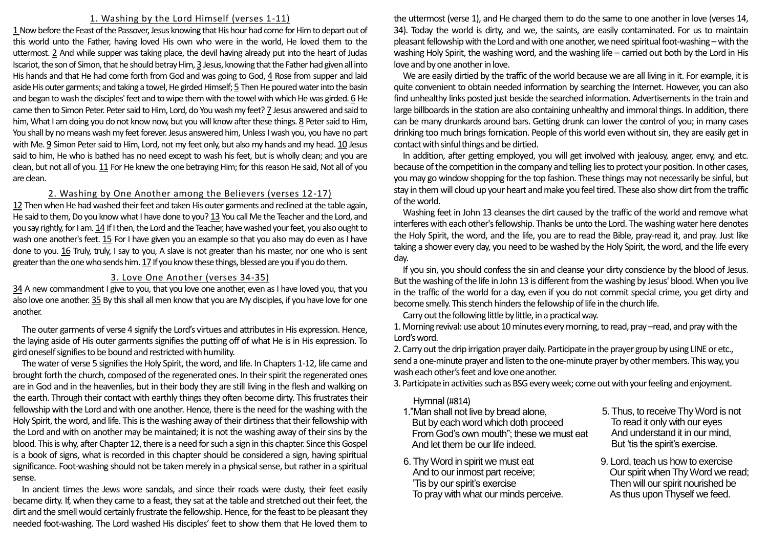## 1. Washing by the Lord Himself (verses 1-11)

1 Now before the Feast of the Passover, Jesus knowing that His hour had come for Him to depart out of this world unto the Father, having loved His own who were in the world, He loved them to the uttermost. 2 And while supper was taking place, the devil having already put into the heart of Judas Iscariot, the son of Simon, that he should betray Him, 3 Jesus, knowing that the Father had given all into His hands and that He had come forth from God and was going to God, 4 Rose from supper and laid aside His outer garments; and taking a towel, He girded Himself; 5 Then He poured water into the basin and began to wash the disciples' feet and to wipe them with the towel with which He was girded. 6 He came then to Simon Peter. Peter said to Him, Lord, do You wash my feet? 7 Jesus answered and said to him, What I am doing you do not know now, but you will know after these things. 8 Peter said to Him, You shall by no means wash my feet forever. Jesus answered him, Unless I wash you, you have no part with Me. 9 Simon Peter said to Him, Lord, not my feet only, but also my hands and my head. 10 Jesus said to him, He who is bathed has no need except to wash his feet, but is wholly clean; and you are clean, but not all of you. 11 For He knew the one betraying Him; for this reason He said, Not all of you are clean.

## 2. Washing by One Another among the Believers (verses 12-17)

12 Then when He had washed their feet and taken His outer garments and reclined at the table again, He said to them, Do you know what I have done to you? 13 You call Me the Teacher and the Lord, and you say rightly, for I am. 14 If I then, the Lord and the Teacher, have washed your feet, you also ought to wash one another's feet. 15 For I have given you an example so that you also may do even as I have done to you. 16 Truly, truly, I say to you, A slave is not greater than his master, nor one who is sent greater than the one who sends him. 17 If you know these things, blessed are you if you do them.

## 3. Love One Another (verses 34-35)

34 A new commandment I give to you, that you love one another, even as I have loved you, that you also love one another. 35 By this shall all men know that you are My disciples, if you have love for one another.

The outer garments of verse 4 signify the Lord's virtues and attributes in His expression. Hence, the laying aside of His outer garments signifies the putting off of what He is in His expression. To gird oneself signifies to be bound and restricted with humility.

The water of verse 5 signifies the Holy Spirit, the word, and life. In Chapters 1-12, life came and brought forth the church, composed of the regenerated ones. In their spirit the regenerated ones are in God and in the heavenlies, but in their body they are still living in the flesh and walking on the earth. Through their contact with earthly things they often become dirty. This frustrates their fellowship with the Lord and with one another. Hence, there is the need for the washing with the Holy Spirit, the word, and life. This is the washing away of their dirtiness that their fellowship with the Lord and with one another may be maintained; it is not the washing away of their sins by the blood. This is why, after Chapter 12, there is a need for such a sign in this chapter. Since this Gospel is a book of signs, what is recorded in this chapter should be considered a sign, having spiritual significance. Foot-washing should not be taken merely in a physical sense, but rather in a spiritual sense.

In ancient times the Jews wore sandals, and since their roads were dusty, their feet easily became dirty. If, when they came to a feast, they sat at the table and stretched out their feet, the dirt and the smell would certainly frustrate the fellowship. Hence, for the feast to be pleasant they needed foot-washing. The Lord washed His disciples' feet to show them that He loved them to the uttermost (verse 1), and He charged them to do the same to one another in love (verses 14, 34). Today the world is dirty, and we, the saints, are easily contaminated. For us to maintain pleasant fellowship with the Lord and with one another, we need spiritual foot-washing – with the washing Holy Spirit, the washing word, and the washing life – carried out both by the Lord in His love and by one another in love.

We are easily dirtied by the traffic of the world because we are all living in it. For example, it is quite convenient to obtain needed information by searching the Internet. However, you can also find unhealthy links posted just beside the searched information. Advertisements in the train and large billboards in the station are also containing unhealthy and immoral things. In addition, there can be many drunkards around bars. Getting drunk can lower the control of you; in many cases drinking too much brings fornication. People of this world even without sin, they are easily get in contact with sinful things and be dirtied.

In addition, after getting employed, you will get involved with jealousy, anger, envy, and etc. because of the competition in the company and telling lies to protect your position. In other cases, you may go window shopping for the top fashion. These things may not necessarily be sinful, but stay in them will cloud up your heart and make you feel tired. These also show dirt from the traffic of the world.

Washing feet in John 13 cleanses the dirt caused by the traffic of the world and remove what interferes with each other's fellowship. Thanks be unto the Lord. The washing water here denotes the Holy Spirit, the word, and the life, you are to read the Bible, pray-read it, and pray. Just like taking a shower every day, you need to be washed by the Holy Spirit, the word, and the life every day.

If you sin, you should confess the sin and cleanse your dirty conscience by the blood of Jesus. But the washing of the life in John 13 is different from the washing by Jesus' blood. When you live in the traffic of the world for a day, even if you do not commit special crime, you get dirty and become smelly. This stench hinders the fellowship of life in the church life.

Carry out the following little by little, in a practical way.

1. Morning revival: use about 10 minutes every morning, to read, pray –read, and pray with the Lord's word.
2. Carry out the drip irrigation prayer daily. Participate in the prayer group by using LINE or etc., send a one-minute prayer and listen to the one-minute prayer by other members. This way, you wash each other's feet and love one another.
3. Participate in activities such as BSG every week; come out with your feeling and enjoyment.

Hymnal (#814)

1."Man shall not live by bread alone,
But by each word which doth proceed
From God's own mouth"; these we must eat
And let them be our life indeed.

5. Thus, to receive Thy Word is not
To read it only with our eyes
And understand it in our mind,
But 'tis the spirit's exercise.

6. Thy Word in spirit we must eat
And to our inmost part receive;
'Tis by our spirit's exercise
To pray with what our minds perceive.

9. Lord, teach us how to exercise
Our spirit when Thy Word we read;
Then will our spirit nourished be
As thus upon Thyself we feed.